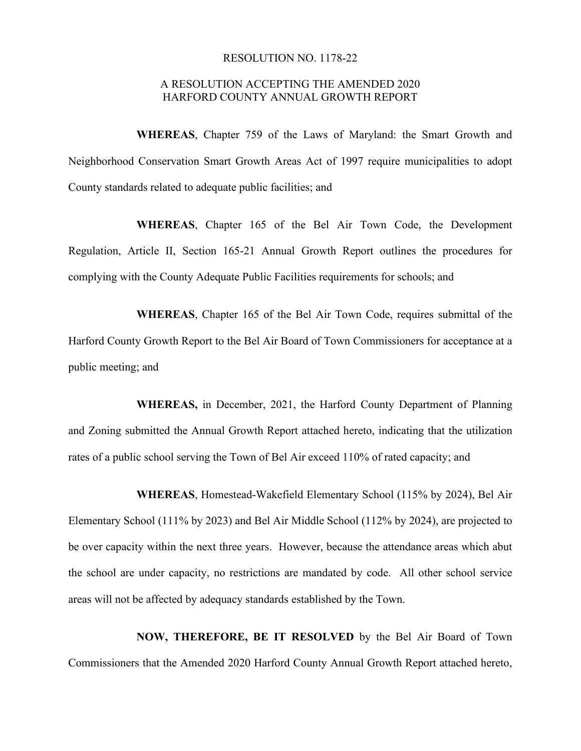RESOLUTION NO. 1178-22

A RESOLUTION ACCEPTING THE AMENDED 2020 HARFORD COUNTY ANNUAL GROWTH REPORT

**WHEREAS**, Chapter 759 of the Laws of Maryland: the Smart Growth and Neighborhood Conservation Smart Growth Areas Act of 1997 require municipalities to adopt County standards related to adequate public facilities; and

**WHEREAS**, Chapter 165 of the Bel Air Town Code, the Development Regulation, Article II, Section 165-21 Annual Growth Report outlines the procedures for complying with the County Adequate Public Facilities requirements for schools; and

**WHEREAS**, Chapter 165 of the Bel Air Town Code, requires submittal of the Harford County Growth Report to the Bel Air Board of Town Commissioners for acceptance at a public meeting; and

**WHEREAS,** in December, 2021, the Harford County Department of Planning and Zoning submitted the Annual Growth Report attached hereto, indicating that the utilization rates of a public school serving the Town of Bel Air exceed 110% of rated capacity; and

**WHEREAS**, Homestead-Wakefield Elementary School (115% by 2024), Bel Air Elementary School (111% by 2023) and Bel Air Middle School (112% by 2024), are projected to be over capacity within the next three years. However, because the attendance areas which abut the school are under capacity, no restrictions are mandated by code. All other school service areas will not be affected by adequacy standards established by the Town.

**NOW, THEREFORE, BE IT RESOLVED** by the Bel Air Board of Town Commissioners that the Amended 2020 Harford County Annual Growth Report attached hereto,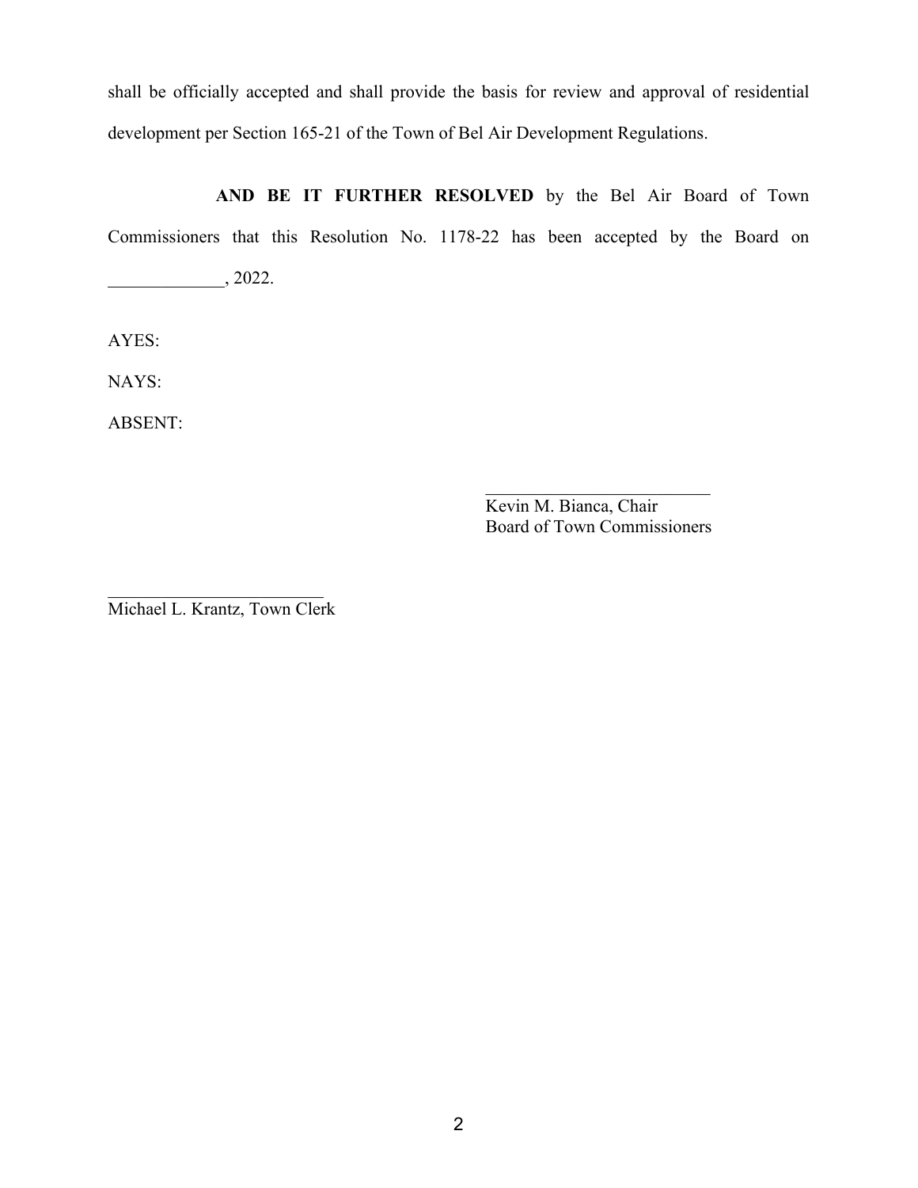shall be officially accepted and shall provide the basis for review and approval of residential development per Section 165-21 of the Town of Bel Air Development Regulations.

**AND BE IT FURTHER RESOLVED** by the Bel Air Board of Town Commissioners that this Resolution No. 1178-22 has been accepted by the Board on _____________, 2022.

AYES:

NAYS:

ABSENT:

_________________________
Kevin M. Bianca, Chair
Board of Town Commissioners

_________________________
Michael L. Krantz, Town Clerk